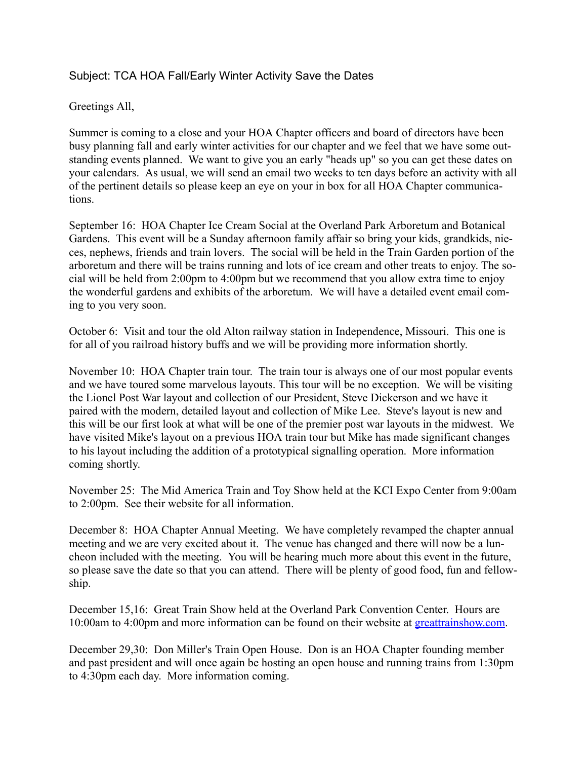Subject: TCA HOA Fall/Early Winter Activity Save the Dates

Greetings All,

Summer is coming to a close and your HOA Chapter officers and board of directors have been busy planning fall and early winter activities for our chapter and we feel that we have some outstanding events planned. We want to give you an early "heads up" so you can get these dates on your calendars. As usual, we will send an email two weeks to ten days before an activity with all of the pertinent details so please keep an eye on your in box for all HOA Chapter communications.

September 16: HOA Chapter Ice Cream Social at the Overland Park Arboretum and Botanical Gardens. This event will be a Sunday afternoon family affair so bring your kids, grandkids, nieces, nephews, friends and train lovers. The social will be held in the Train Garden portion of the arboretum and there will be trains running and lots of ice cream and other treats to enjoy. The social will be held from 2:00pm to 4:00pm but we recommend that you allow extra time to enjoy the wonderful gardens and exhibits of the arboretum. We will have a detailed event email coming to you very soon.

October 6: Visit and tour the old Alton railway station in Independence, Missouri. This one is for all of you railroad history buffs and we will be providing more information shortly.

November 10: HOA Chapter train tour. The train tour is always one of our most popular events and we have toured some marvelous layouts. This tour will be no exception. We will be visiting the Lionel Post War layout and collection of our President, Steve Dickerson and we have it paired with the modern, detailed layout and collection of Mike Lee. Steve's layout is new and this will be our first look at what will be one of the premier post war layouts in the midwest. We have visited Mike's layout on a previous HOA train tour but Mike has made significant changes to his layout including the addition of a prototypical signalling operation. More information coming shortly.

November 25: The Mid America Train and Toy Show held at the KCI Expo Center from 9:00am to 2:00pm. See their website for all information.

December 8: HOA Chapter Annual Meeting. We have completely revamped the chapter annual meeting and we are very excited about it. The venue has changed and there will now be a luncheon included with the meeting. You will be hearing much more about this event in the future, so please save the date so that you can attend. There will be plenty of good food, fun and fellowship.

December 15,16: Great Train Show held at the Overland Park Convention Center. Hours are 10:00am to 4:00pm and more information can be found on their website at [greattrainshow.com](greattrainshow.com).

December 29,30: Don Miller's Train Open House. Don is an HOA Chapter founding member and past president and will once again be hosting an open house and running trains from 1:30pm to 4:30pm each day. More information coming.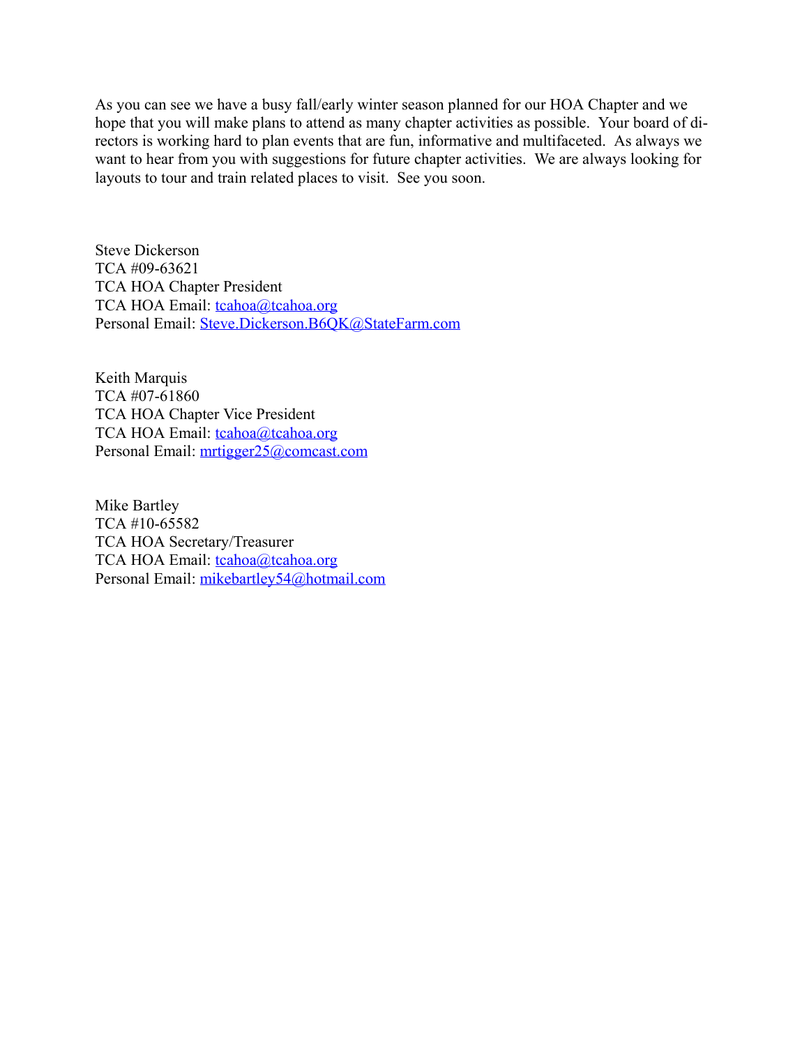As you can see we have a busy fall/early winter season planned for our HOA Chapter and we hope that you will make plans to attend as many chapter activities as possible. Your board of directors is working hard to plan events that are fun, informative and multifaceted. As always we want to hear from you with suggestions for future chapter activities. We are always looking for layouts to tour and train related places to visit. See you soon.

Steve Dickerson
TCA #09-63621
TCA HOA Chapter President
TCA HOA Email: tcahoa@tcahoa.org
Personal Email: Steve.Dickerson.B6QK@StateFarm.com

Keith Marquis
TCA #07-61860
TCA HOA Chapter Vice President
TCA HOA Email: tcahoa@tcahoa.org
Personal Email: mrtigger25@comcast.com

Mike Bartley
TCA #10-65582
TCA HOA Secretary/Treasurer
TCA HOA Email: tcahoa@tcahoa.org
Personal Email: mikebartley54@hotmail.com